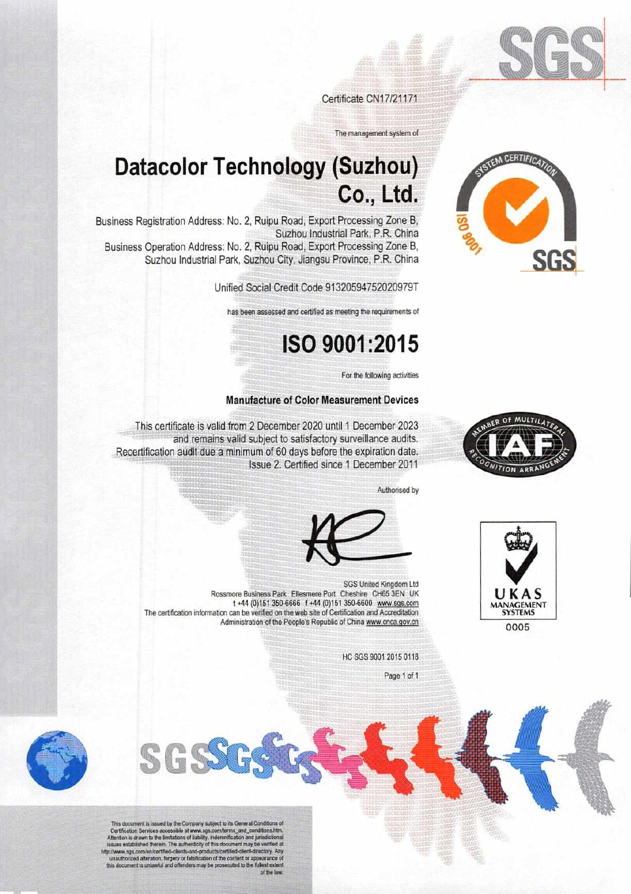Certificate CN17/21171

The management system of

# Datacolor Technology (Suzhou) Co., Ltd.

Business Registration Address: No. 2, Ruipu Road, Export Processing Zone B, Suzhou Industrial Park, P.R. China

Business Operation Address: No. 2, Ruipu Road, Export Processing Zone B, Suzhou Industrial Park, Suzhou City, Jiangsu Province, P.R. China

Unified Social Credit Code 91320594752020979T

has been assessed and certified as meeting the requirements of

# ISO 9001:2015

For the following activities

**Manufacture of Color Measurement Devices**

This certificate is valid from 2 December 2020 until 1 December 2023 and remains valid subject to satisfactory surveillance audits. Recertification audit due a minimum of 60 days before the expiration date. Issue 2. Certified since 1 December 2011

Authorised by

SGS United Kingdom Ltd
Rossmore Business Park Ellesmere Port Cheshire CH65 3EN UK
t +44 (0)151 350-6666 f +44 (0)151 350-6600 www.sgs.com

The certification information can be verified on the web site of Certification and Accreditation Administration of the People's Republic of China www.cnca.gov.cn

HC SGS 9001 2015 0118

UKAS MANAGEMENT SYSTEMS 0005

This document is issued by the Company subject to its General Conditions of Certification Services accessible at www.sgs.com/terms_and_conditions.htm. Attention is drawn to the limitations of liability, indemnification and jurisdictional issues established therein. The authenticity of this document may be verified at http://www.sgs.com/en/certified-clients-and-products/certified-client-directory. Any unauthorized alteration, forgery or falsification of the content or appearance of this document is unlawful and offenders may be prosecuted to the fullest extent of the law.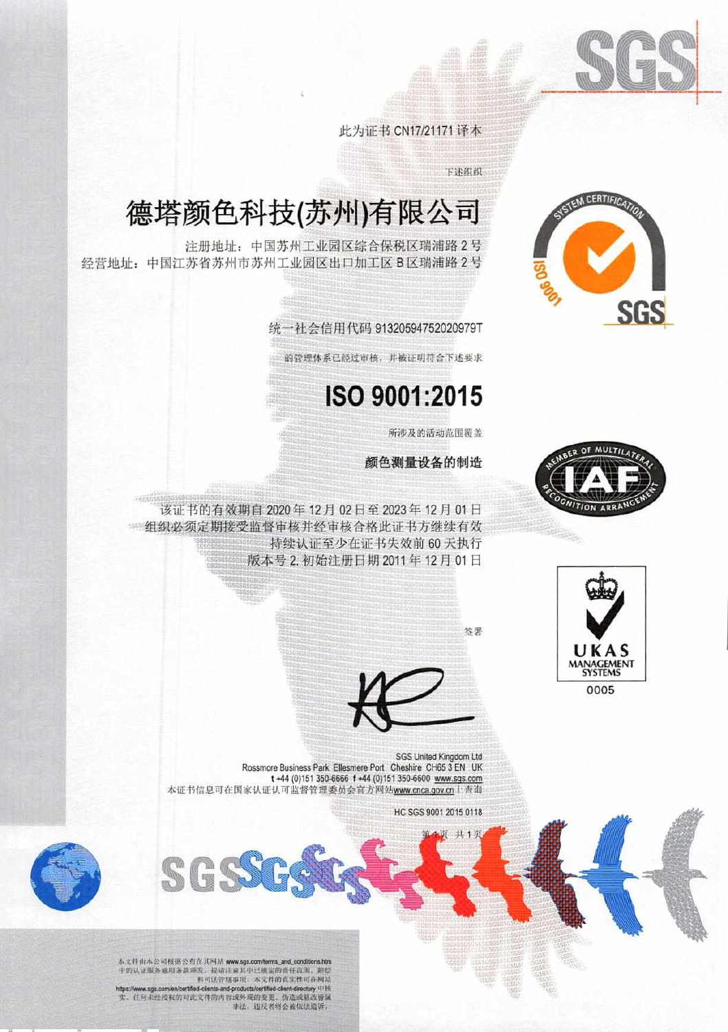此为证书 CN17/21171 译本

下述组织

# 德塔颜色科技(苏州)有限公司

注册地址：中国苏州工业园区综合保税区瑞浦路 2 号
经营地址：中国江苏省苏州市苏州工业园区出口加工区 B 区瑞浦路 2 号

统一社会信用代码 91320594752020979T

的管理体系已经过审核，并被证明符合下述要求

## ISO 9001:2015

所涉及的活动范围覆盖

**颜色测量设备的制造**

该证书的有效期自 2020 年 12 月 02 日至 2023 年 12 月 01 日
组织必须定期接受监督审核并经审核合格此证书方继续有效
持续认证至少在证书失效前 60 天执行
版本号 2. 初始注册日期 2011 年 12 月 01 日

签署

SGS United Kingdom Ltd
Rossmore Business Park Ellesmere Port Cheshire CH65 3EN UK
t +44 (0)151 350-6666 f +44 (0)151 350-6600 www.sgs.com
本证书信息可在国家认证认可监督管理委员会官方网站www.cnca.gov.cn上查询

HC SGS 9001 2015 0118

UKAS MANAGEMENT SYSTEMS 0005

本文件由本公司根据公布在其网站 www.sgs.com/terms_and_conditions.htm 中的认证服务通用条款颁发。提请注意其中已确定的责任范围、赔偿和司法管辖事项。本文件的真实性可在网站 https://www.sgs.com/en/certified-clients-and-products/certified-client-directory 中核实。任何未经授权的对此文件内容或外观的变更、伪造或篡改皆属非法，违反者将会被依法追诉。